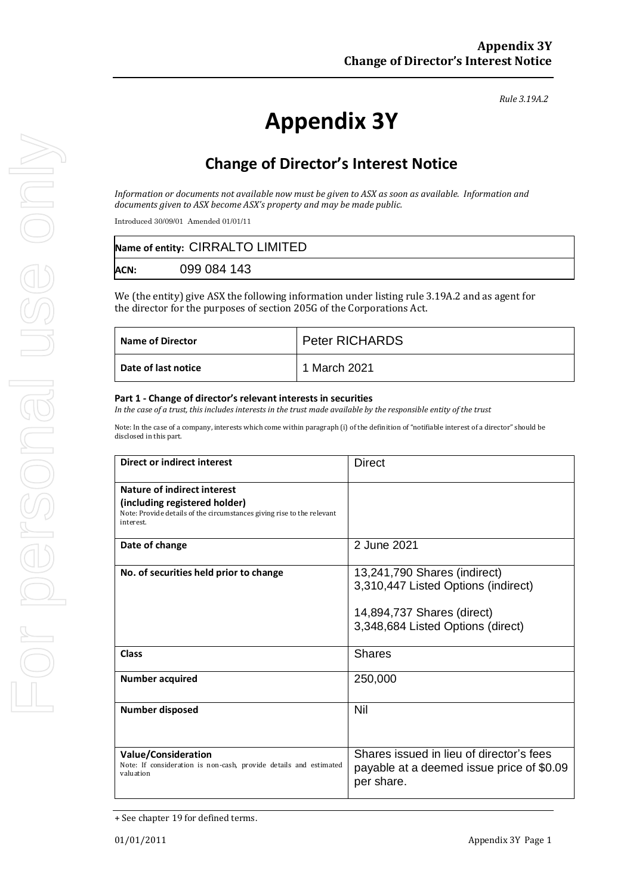*Rule 3.19A.2*

# Appendix 3Y

## Change of Director's Interest Notice

*Information or documents not available now must be given to ASX as soon as available. Information and documents given to ASX become ASX's property and may be made public.*

Introduced 30/09/01 Amended 01/01/11

| **Name of entity:** CIRRALTO LIMITED |
|---|
| **ACN:** 099 084 143 |

We (the entity) give ASX the following information under listing rule 3.19A.2 and as agent for the director for the purposes of section 205G of the Corporations Act.

| **Name of Director** | Peter RICHARDS |
|---|---|
| **Date of last notice** | 1 March 2021 |

**Part 1 - Change of director's relevant interests in securities**

*In the case of a trust, this includes interests in the trust made available by the responsible entity of the trust*

Note: In the case of a company, interests which come within paragraph (i) of the definition of "notifiable interest of a director" should be disclosed in this part.

| **Direct or indirect interest** | Direct |
|---|---|
| **Nature of indirect interest (including registered holder)** Note: Provide details of the circumstances giving rise to the relevant interest. | |
| **Date of change** | 2 June 2021 |
| **No. of securities held prior to change** | 13,241,790 Shares (indirect)<br>3,310,447 Listed Options (indirect)<br><br>14,894,737 Shares (direct)<br>3,348,684 Listed Options (direct) |
| **Class** | Shares |
| **Number acquired** | 250,000 |
| **Number disposed** | Nil |
| **Value/Consideration** Note: If consideration is non-cash, provide details and estimated valuation | Shares issued in lieu of director's fees payable at a deemed issue price of $0.09 per share. |

+ See chapter 19 for defined terms.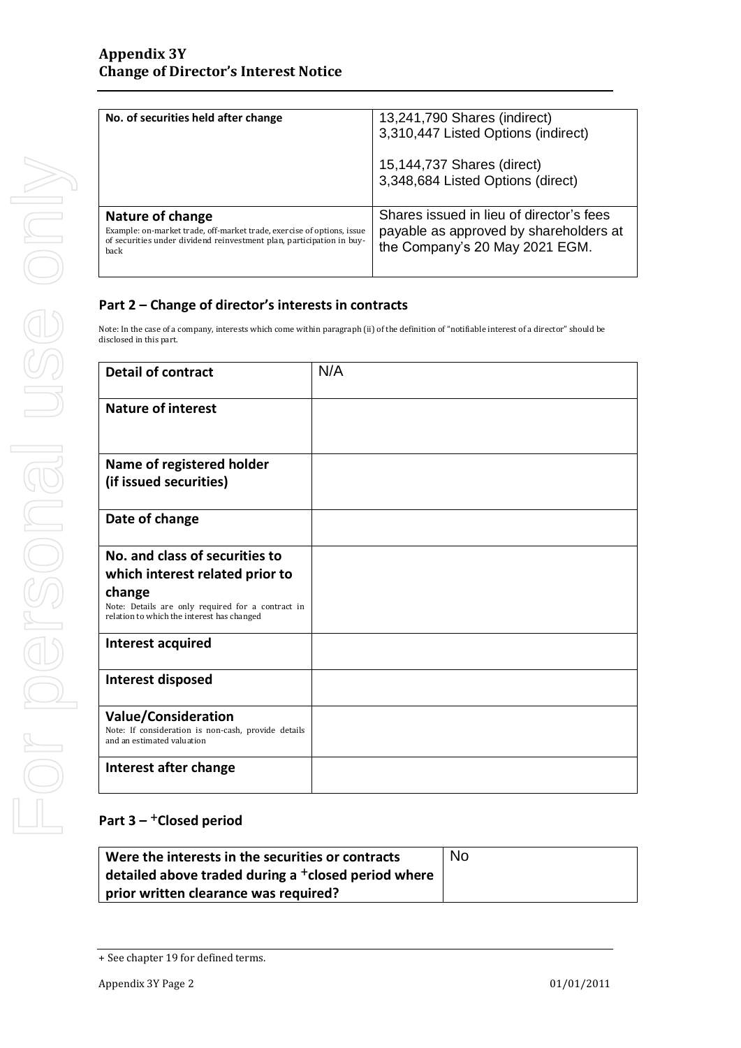| No. of securities held after change | 13,241,790 Shares (indirect)<br>3,310,447 Listed Options (indirect)<br><br>15,144,737 Shares (direct)<br>3,348,684 Listed Options (direct) |
|---|---|
| **Nature of change**<br>Example: on-market trade, off-market trade, exercise of options, issue of securities under dividend reinvestment plan, participation in buy-back | Shares issued in lieu of director's fees payable as approved by shareholders at the Company's 20 May 2021 EGM. |

## Part 2 – Change of director's interests in contracts

Note: In the case of a company, interests which come within paragraph (ii) of the definition of "notifiable interest of a director" should be disclosed in this part.

| **Detail of contract** | N/A |
|---|---|
| **Nature of interest** | |
| **Name of registered holder (if issued securities)** | |
| **Date of change** | |
| **No. and class of securities to which interest related prior to change**<br>Note: Details are only required for a contract in relation to which the interest has changed | |
| **Interest acquired** | |
| **Interest disposed** | |
| **Value/Consideration**<br>Note: If consideration is non-cash, provide details and an estimated valuation | |
| **Interest after change** | |

## Part 3 – +Closed period

| **Were the interests in the securities or contracts detailed above traded during a +closed period where prior written clearance was required?** | No |
|---|---|

+ See chapter 19 for defined terms.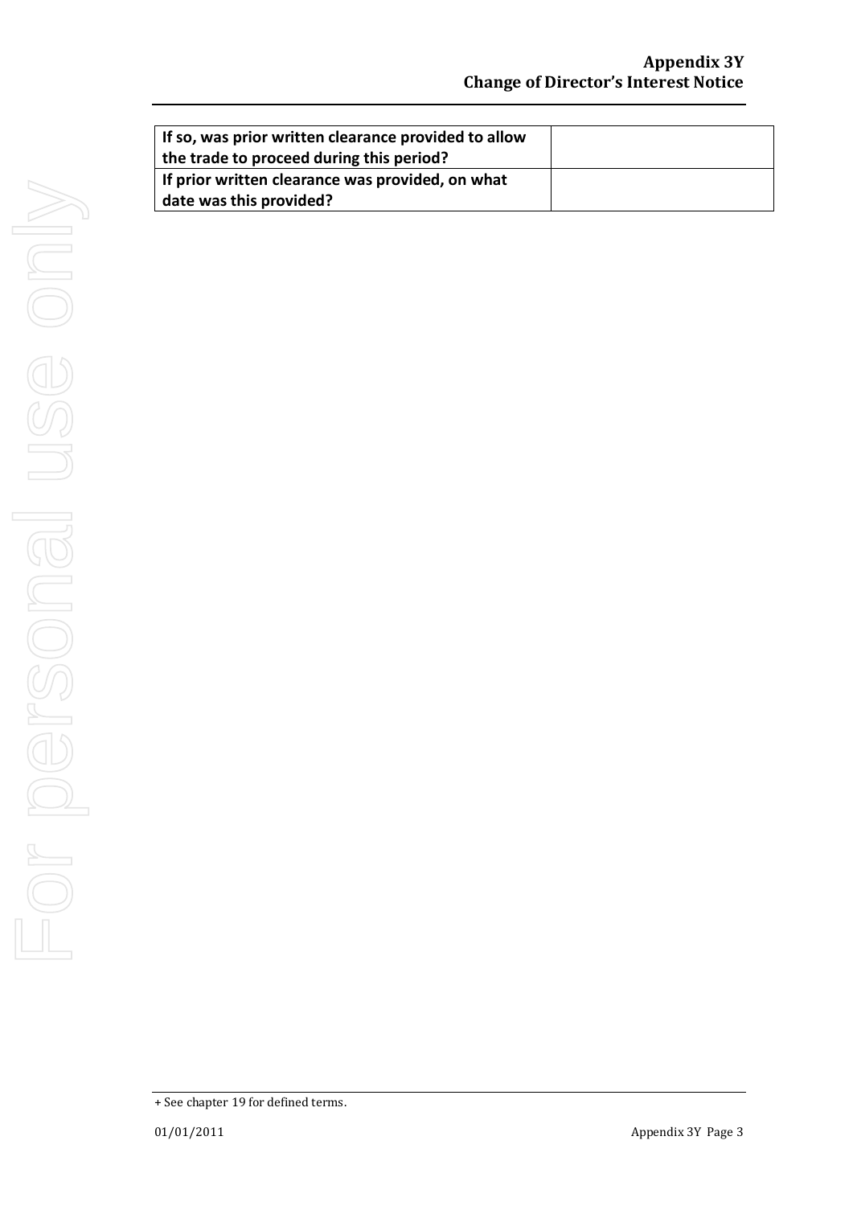| | |
|---|---|
| **If so, was prior written clearance provided to allow the trade to proceed during this period?** | |
| **If prior written clearance was provided, on what date was this provided?** | |

+ See chapter 19 for defined terms.